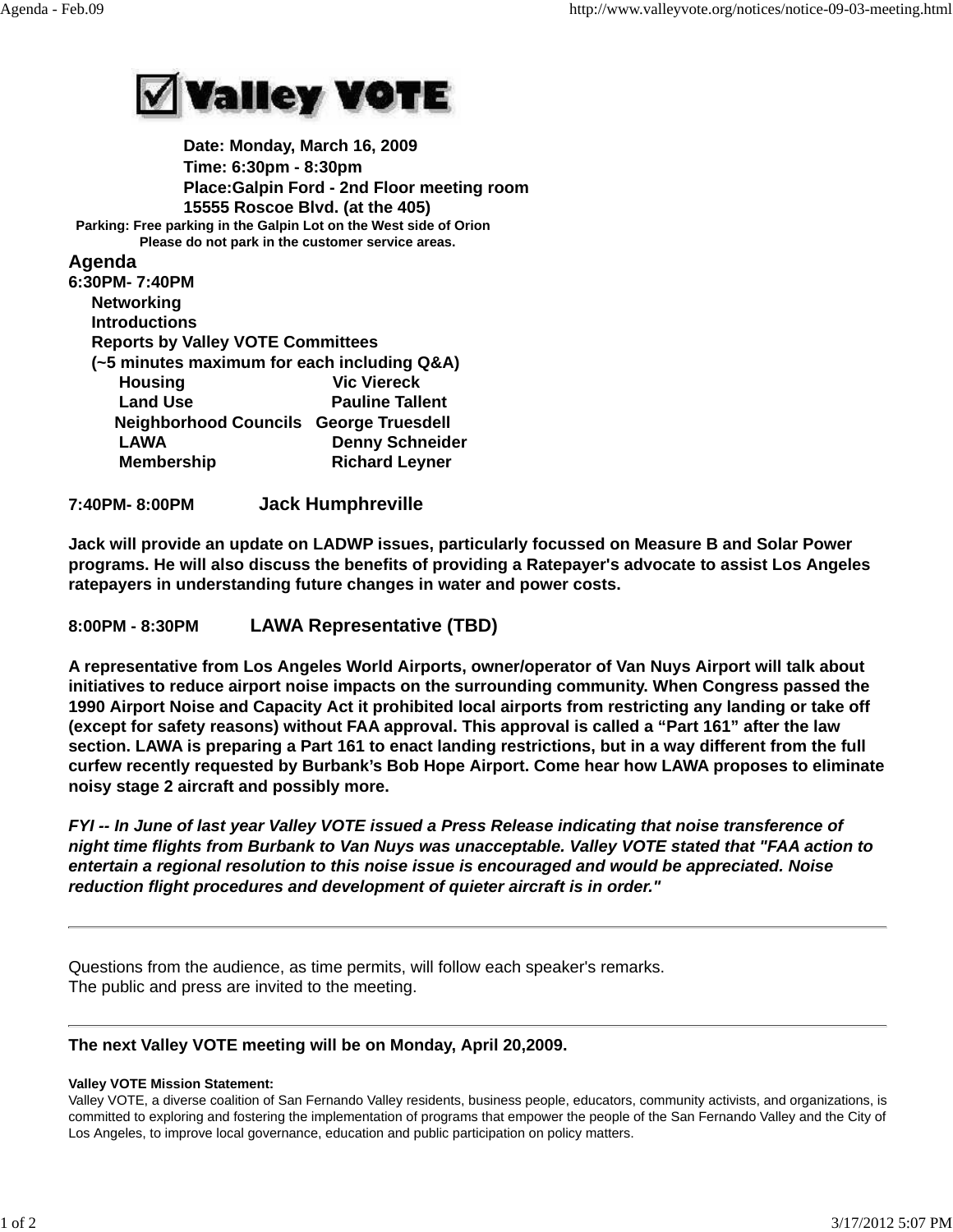# ☑ Valley VOTE

**Date: Monday, March 16, 2009**
**Time: 6:30pm - 8:30pm**
**Place:Galpin Ford - 2nd Floor meeting room**
**15555 Roscoe Blvd. (at the 405)**
**Parking: Free parking in the Galpin Lot on the West side of Orion**
**Please do not park in the customer service areas.**

## Agenda

**6:30PM- 7:40PM**

**Networking**
**Introductions**
**Reports by Valley VOTE Committees**
**(~5 minutes maximum for each including Q&A)**

| | |
|---|---|
| **Housing** | **Vic Viereck** |
| **Land Use** | **Pauline Tallent** |
| **Neighborhood Councils** | **George Truesdell** |
| **LAWA** | **Denny Schneider** |
| **Membership** | **Richard Leyner** |

**7:40PM- 8:00PM** **Jack Humphreville**

**Jack will provide an update on LADWP issues, particularly focussed on Measure B and Solar Power programs. He will also discuss the benefits of providing a Ratepayer's advocate to assist Los Angeles ratepayers in understanding future changes in water and power costs.**

**8:00PM - 8:30PM** **LAWA Representative (TBD)**

**A representative from Los Angeles World Airports, owner/operator of Van Nuys Airport will talk about initiatives to reduce airport noise impacts on the surrounding community. When Congress passed the 1990 Airport Noise and Capacity Act it prohibited local airports from restricting any landing or take off (except for safety reasons) without FAA approval. This approval is called a "Part 161" after the law section. LAWA is preparing a Part 161 to enact landing restrictions, but in a way different from the full curfew recently requested by Burbank's Bob Hope Airport. Come hear how LAWA proposes to eliminate noisy stage 2 aircraft and possibly more.**

***FYI -- In June of last year Valley VOTE issued a Press Release indicating that noise transference of night time flights from Burbank to Van Nuys was unacceptable. Valley VOTE stated that "FAA action to entertain a regional resolution to this noise issue is encouraged and would be appreciated. Noise reduction flight procedures and development of quieter aircraft is in order."***

---

Questions from the audience, as time permits, will follow each speaker's remarks.
The public and press are invited to the meeting.

---

**The next Valley VOTE meeting will be on Monday, April 20,2009.**

**Valley VOTE Mission Statement:**
Valley VOTE, a diverse coalition of San Fernando Valley residents, business people, educators, community activists, and organizations, is committed to exploring and fostering the implementation of programs that empower the people of the San Fernando Valley and the City of Los Angeles, to improve local governance, education and public participation on policy matters.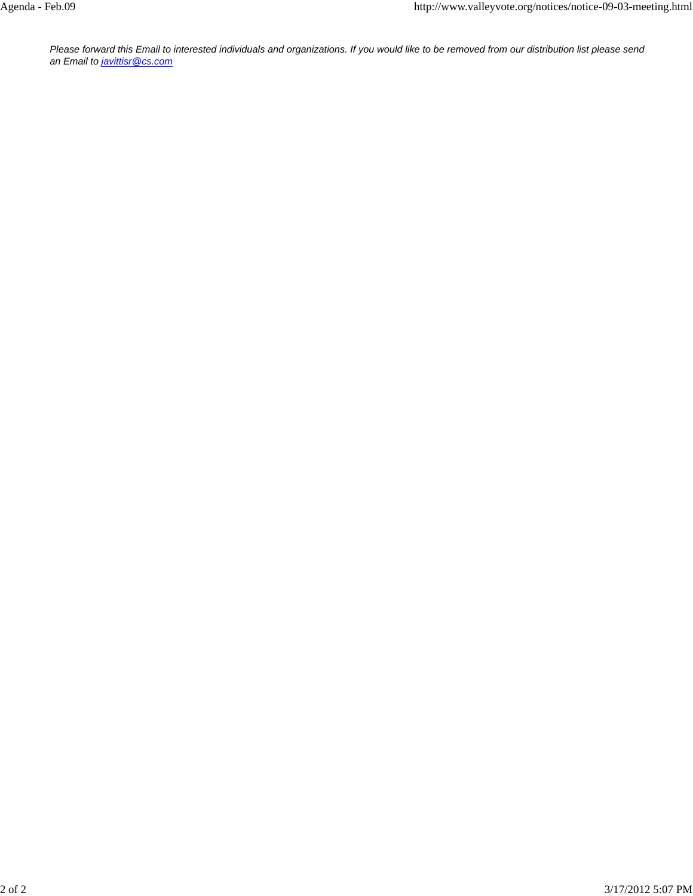*Please forward this Email to interested individuals and organizations. If you would like to be removed from our distribution list please send an Email to [javittisr@cs.com](mailto:javittisr@cs.com)*